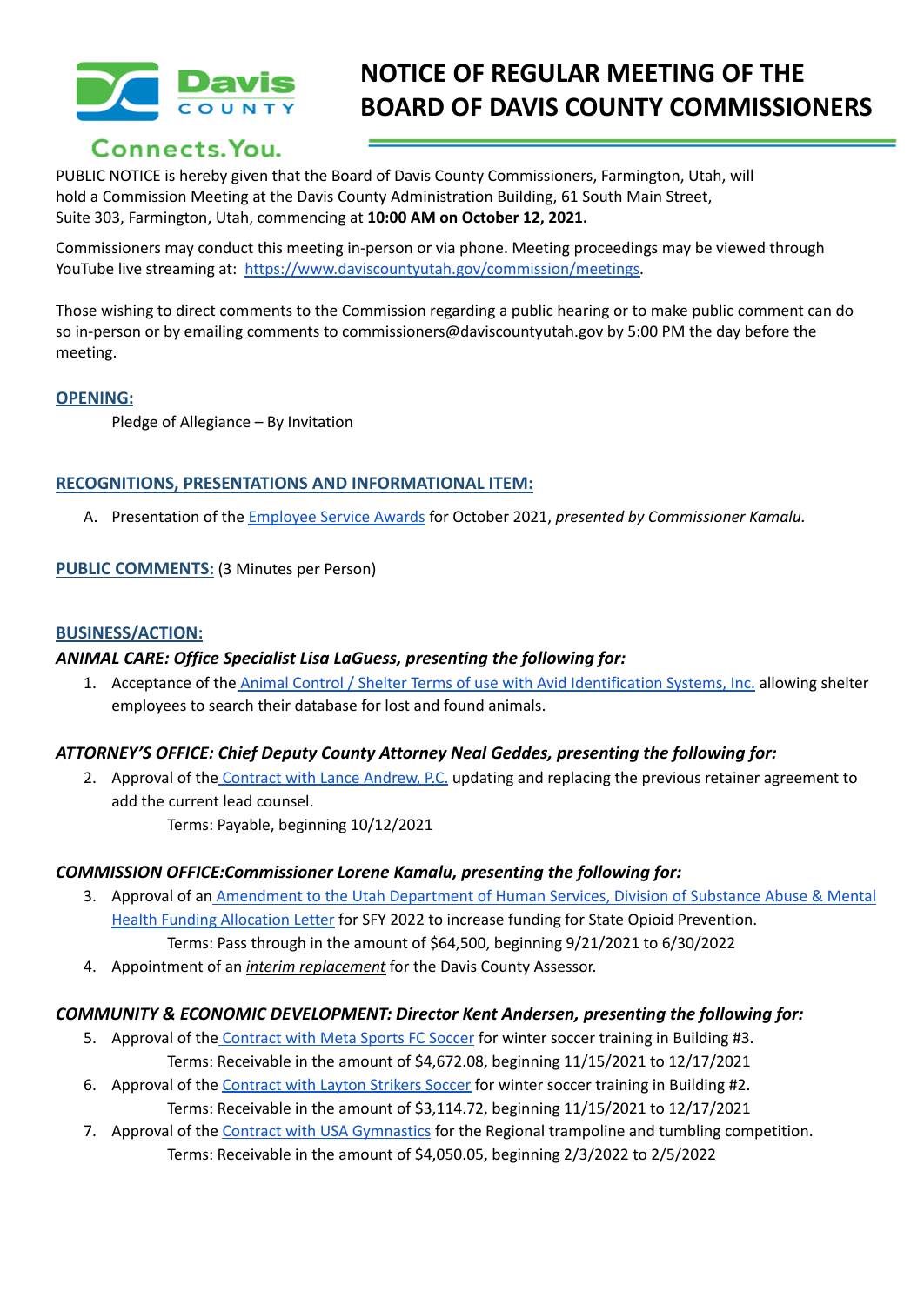Davis COUNTY

Connects. You.

# NOTICE OF REGULAR MEETING OF THE BOARD OF DAVIS COUNTY COMMISSIONERS

PUBLIC NOTICE is hereby given that the Board of Davis County Commissioners, Farmington, Utah, will hold a Commission Meeting at the Davis County Administration Building, 61 South Main Street, Suite 303, Farmington, Utah, commencing at **10:00 AM on October 12, 2021.**

Commissioners may conduct this meeting in-person or via phone. Meeting proceedings may be viewed through YouTube live streaming at: https://www.daviscountyutah.gov/commission/meetings.

Those wishing to direct comments to the Commission regarding a public hearing or to make public comment can do so in-person or by emailing comments to commissioners@daviscountyutah.gov by 5:00 PM the day before the meeting.

## OPENING:

Pledge of Allegiance – By Invitation

## RECOGNITIONS, PRESENTATIONS AND INFORMATIONAL ITEM:

A. Presentation of the Employee Service Awards for October 2021, *presented by Commissioner Kamalu.*

## PUBLIC COMMENTS: (3 Minutes per Person)

## BUSINESS/ACTION:

### *ANIMAL CARE: Office Specialist Lisa LaGuess, presenting the following for:*

1. Acceptance of the Animal Control / Shelter Terms of use with Avid Identification Systems, Inc. allowing shelter employees to search their database for lost and found animals.

### *ATTORNEY'S OFFICE: Chief Deputy County Attorney Neal Geddes, presenting the following for:*

2. Approval of the Contract with Lance Andrew, P.C. updating and replacing the previous retainer agreement to add the current lead counsel.
   Terms: Payable, beginning 10/12/2021

### *COMMISSION OFFICE:Commissioner Lorene Kamalu, presenting the following for:*

3. Approval of an Amendment to the Utah Department of Human Services, Division of Substance Abuse & Mental Health Funding Allocation Letter for SFY 2022 to increase funding for State Opioid Prevention.
   Terms: Pass through in the amount of $64,500, beginning 9/21/2021 to 6/30/2022
4. Appointment of an ***interim replacement*** for the Davis County Assessor.

### *COMMUNITY & ECONOMIC DEVELOPMENT: Director Kent Andersen, presenting the following for:*

5. Approval of the Contract with Meta Sports FC Soccer for winter soccer training in Building #3.
   Terms: Receivable in the amount of $4,672.08, beginning 11/15/2021 to 12/17/2021
6. Approval of the Contract with Layton Strikers Soccer for winter soccer training in Building #2.
   Terms: Receivable in the amount of $3,114.72, beginning 11/15/2021 to 12/17/2021
7. Approval of the Contract with USA Gymnastics for the Regional trampoline and tumbling competition.
   Terms: Receivable in the amount of $4,050.05, beginning 2/3/2022 to 2/5/2022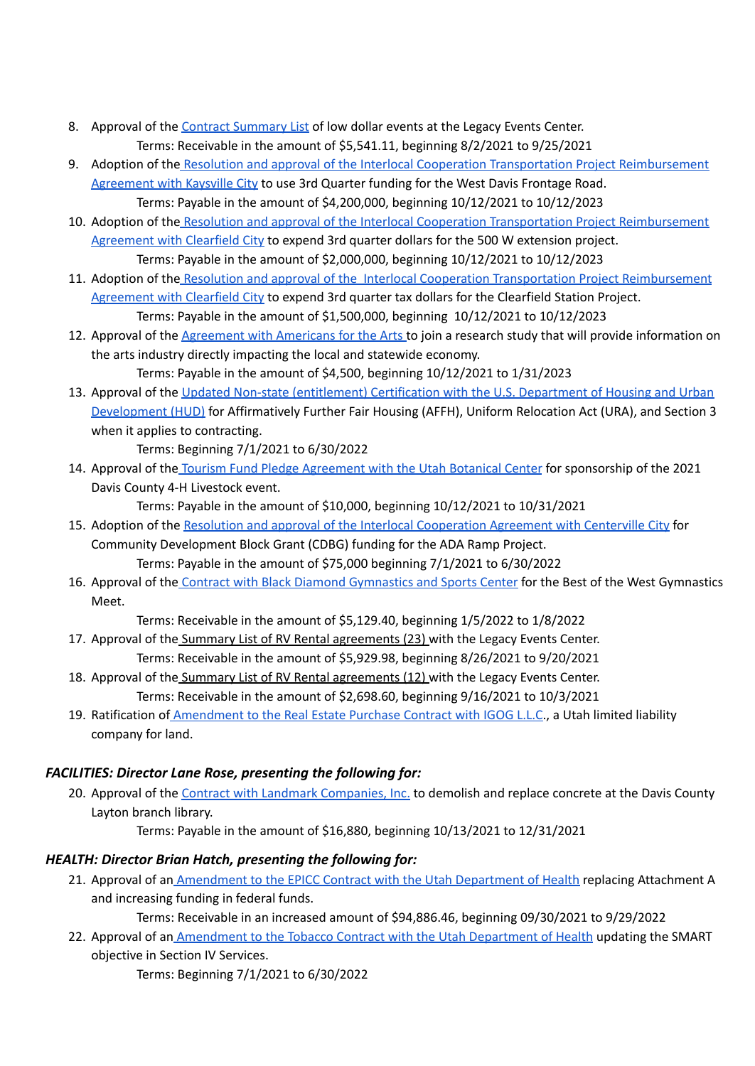8. Approval of the Contract Summary List of low dollar events at the Legacy Events Center.
    Terms: Receivable in the amount of $5,541.11, beginning 8/2/2021 to 9/25/2021
9. Adoption of the Resolution and approval of the Interlocal Cooperation Transportation Project Reimbursement Agreement with Kaysville City to use 3rd Quarter funding for the West Davis Frontage Road.
    Terms: Payable in the amount of $4,200,000, beginning 10/12/2021 to 10/12/2023
10. Adoption of the Resolution and approval of the Interlocal Cooperation Transportation Project Reimbursement Agreement with Clearfield City to expend 3rd quarter dollars for the 500 W extension project.
    Terms: Payable in the amount of $2,000,000, beginning 10/12/2021 to 10/12/2023
11. Adoption of the Resolution and approval of the Interlocal Cooperation Transportation Project Reimbursement Agreement with Clearfield City to expend 3rd quarter tax dollars for the Clearfield Station Project.
    Terms: Payable in the amount of $1,500,000, beginning 10/12/2021 to 10/12/2023
12. Approval of the Agreement with Americans for the Arts to join a research study that will provide information on the arts industry directly impacting the local and statewide economy.
    Terms: Payable in the amount of $4,500, beginning 10/12/2021 to 1/31/2023
13. Approval of the Updated Non-state (entitlement) Certification with the U.S. Department of Housing and Urban Development (HUD) for Affirmatively Further Fair Housing (AFFH), Uniform Relocation Act (URA), and Section 3 when it applies to contracting.
    Terms: Beginning 7/1/2021 to 6/30/2022
14. Approval of the Tourism Fund Pledge Agreement with the Utah Botanical Center for sponsorship of the 2021 Davis County 4-H Livestock event.
    Terms: Payable in the amount of $10,000, beginning 10/12/2021 to 10/31/2021
15. Adoption of the Resolution and approval of the Interlocal Cooperation Agreement with Centerville City for Community Development Block Grant (CDBG) funding for the ADA Ramp Project.
    Terms: Payable in the amount of $75,000 beginning 7/1/2021 to 6/30/2022
16. Approval of the Contract with Black Diamond Gymnastics and Sports Center for the Best of the West Gymnastics Meet.
    Terms: Receivable in the amount of $5,129.40, beginning 1/5/2022 to 1/8/2022
17. Approval of the Summary List of RV Rental agreements (23) with the Legacy Events Center.
    Terms: Receivable in the amount of $5,929.98, beginning 8/26/2021 to 9/20/2021
18. Approval of the Summary List of RV Rental agreements (12) with the Legacy Events Center.
    Terms: Receivable in the amount of $2,698.60, beginning 9/16/2021 to 10/3/2021
19. Ratification of Amendment to the Real Estate Purchase Contract with IGOG L.L.C., a Utah limited liability company for land.

### *FACILITIES: Director Lane Rose, presenting the following for:*

20. Approval of the Contract with Landmark Companies, Inc. to demolish and replace concrete at the Davis County Layton branch library.
    Terms: Payable in the amount of $16,880, beginning 10/13/2021 to 12/31/2021

### *HEALTH: Director Brian Hatch, presenting the following for:*

21. Approval of an Amendment to the EPICC Contract with the Utah Department of Health replacing Attachment A and increasing funding in federal funds.
    Terms: Receivable in an increased amount of $94,886.46, beginning 09/30/2021 to 9/29/2022
22. Approval of an Amendment to the Tobacco Contract with the Utah Department of Health updating the SMART objective in Section IV Services.
    Terms: Beginning 7/1/2021 to 6/30/2022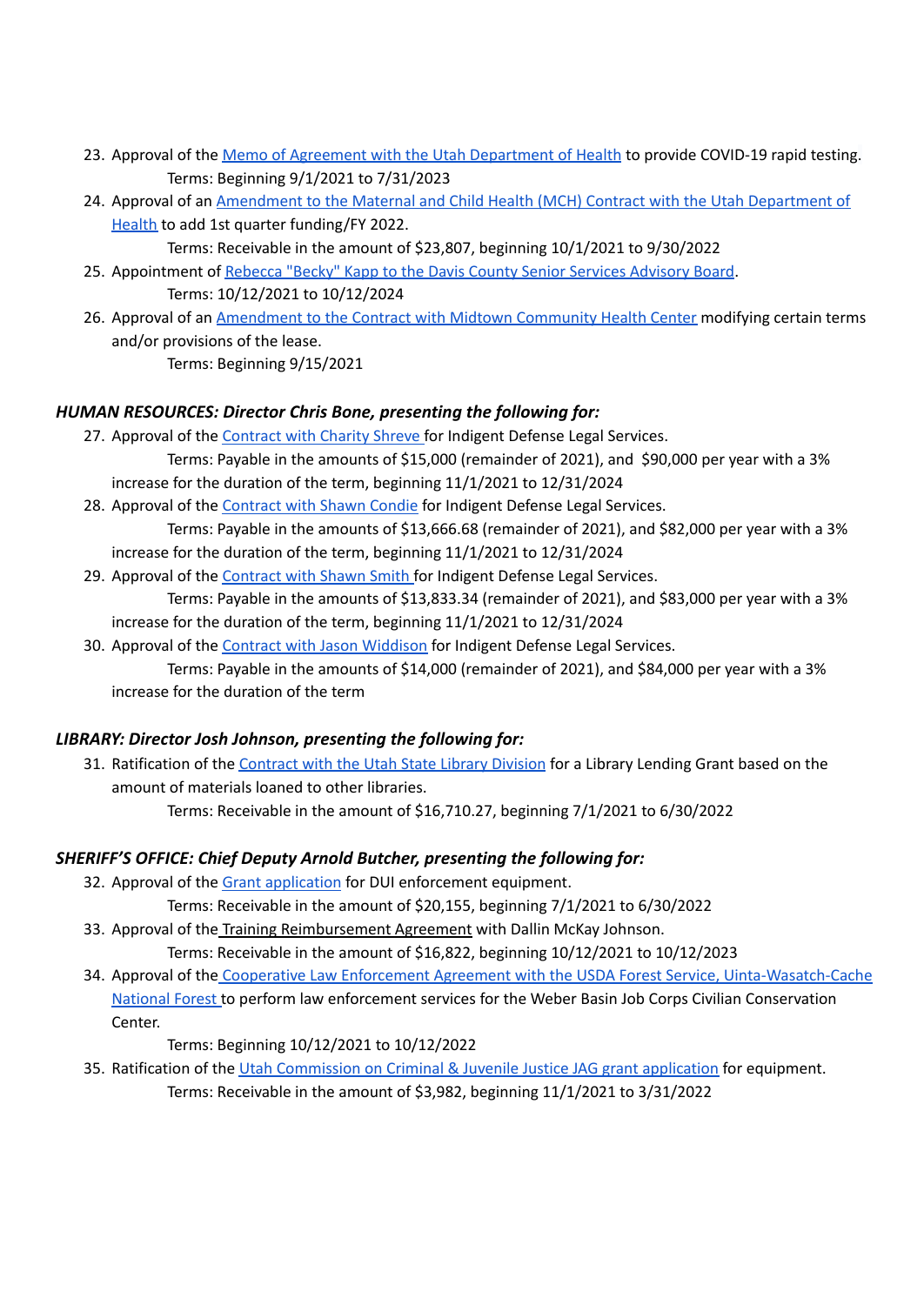23. Approval of the Memo of Agreement with the Utah Department of Health to provide COVID-19 rapid testing.
    Terms: Beginning 9/1/2021 to 7/31/2023
24. Approval of an Amendment to the Maternal and Child Health (MCH) Contract with the Utah Department of Health to add 1st quarter funding/FY 2022.
    Terms: Receivable in the amount of $23,807, beginning 10/1/2021 to 9/30/2022
25. Appointment of Rebecca "Becky" Kapp to the Davis County Senior Services Advisory Board.
    Terms: 10/12/2021 to 10/12/2024
26. Approval of an Amendment to the Contract with Midtown Community Health Center modifying certain terms and/or provisions of the lease.
    Terms: Beginning 9/15/2021

***HUMAN RESOURCES: Director Chris Bone, presenting the following for:***

27. Approval of the Contract with Charity Shreve for Indigent Defense Legal Services.
    Terms: Payable in the amounts of $15,000 (remainder of 2021), and $90,000 per year with a 3% increase for the duration of the term, beginning 11/1/2021 to 12/31/2024
28. Approval of the Contract with Shawn Condie for Indigent Defense Legal Services.
    Terms: Payable in the amounts of $13,666.68 (remainder of 2021), and $82,000 per year with a 3% increase for the duration of the term, beginning 11/1/2021 to 12/31/2024
29. Approval of the Contract with Shawn Smith for Indigent Defense Legal Services.
    Terms: Payable in the amounts of $13,833.34 (remainder of 2021), and $83,000 per year with a 3% increase for the duration of the term, beginning 11/1/2021 to 12/31/2024
30. Approval of the Contract with Jason Widdison for Indigent Defense Legal Services.
    Terms: Payable in the amounts of $14,000 (remainder of 2021), and $84,000 per year with a 3% increase for the duration of the term

***LIBRARY: Director Josh Johnson, presenting the following for:***

31. Ratification of the Contract with the Utah State Library Division for a Library Lending Grant based on the amount of materials loaned to other libraries.
    Terms: Receivable in the amount of $16,710.27, beginning 7/1/2021 to 6/30/2022

***SHERIFF'S OFFICE: Chief Deputy Arnold Butcher, presenting the following for:***

32. Approval of the Grant application for DUI enforcement equipment.
    Terms: Receivable in the amount of $20,155, beginning 7/1/2021 to 6/30/2022
33. Approval of the Training Reimbursement Agreement with Dallin McKay Johnson.
    Terms: Receivable in the amount of $16,822, beginning 10/12/2021 to 10/12/2023
34. Approval of the Cooperative Law Enforcement Agreement with the USDA Forest Service, Uinta-Wasatch-Cache National Forest to perform law enforcement services for the Weber Basin Job Corps Civilian Conservation Center.
    Terms: Beginning 10/12/2021 to 10/12/2022
35. Ratification of the Utah Commission on Criminal & Juvenile Justice JAG grant application for equipment.
    Terms: Receivable in the amount of $3,982, beginning 11/1/2021 to 3/31/2022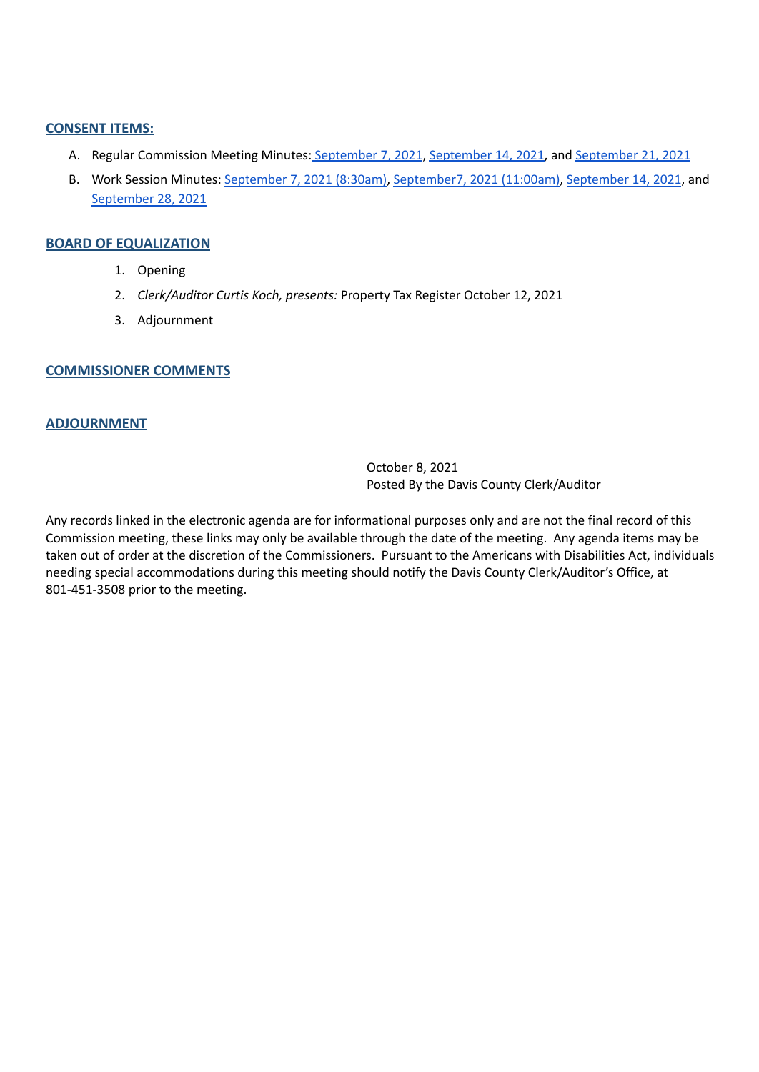## CONSENT ITEMS:

A. Regular Commission Meeting Minutes: September 7, 2021, September 14, 2021, and September 21, 2021

B. Work Session Minutes: September 7, 2021 (8:30am), September7, 2021 (11:00am), September 14, 2021, and September 28, 2021

## BOARD OF EQUALIZATION

1. Opening
2. *Clerk/Auditor Curtis Koch, presents:* Property Tax Register October 12, 2021
3. Adjournment

## COMMISSIONER COMMENTS

## ADJOURNMENT

October 8, 2021
Posted By the Davis County Clerk/Auditor

Any records linked in the electronic agenda are for informational purposes only and are not the final record of this Commission meeting, these links may only be available through the date of the meeting. Any agenda items may be taken out of order at the discretion of the Commissioners. Pursuant to the Americans with Disabilities Act, individuals needing special accommodations during this meeting should notify the Davis County Clerk/Auditor's Office, at 801-451-3508 prior to the meeting.